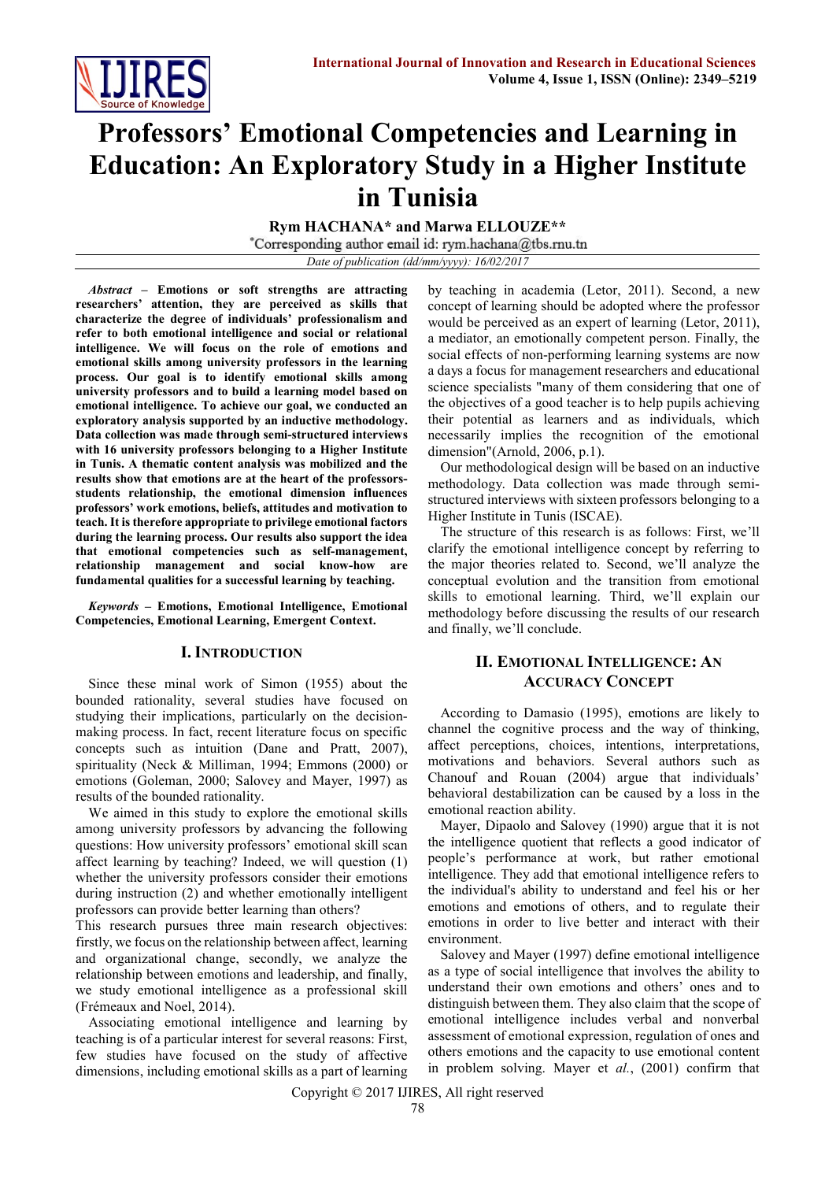# Professors' Emotional Competencies and Learning in Education: An Exploratory Study in a Higher Institute in Tunisia

**Rym HACHANA\* and Marwa ELLOUZE\*\***

\*Corresponding author email id: rym.hachana@tbs.rnu.tn

*Date of publication (dd/mm/yyyy): 16/02/2017*

***Abstract* – Emotions or soft strengths are attracting researchers' attention, they are perceived as skills that characterize the degree of individuals' professionalism and refer to both emotional intelligence and social or relational intelligence. We will focus on the role of emotions and emotional skills among university professors in the learning process. Our goal is to identify emotional skills among university professors and to build a learning model based on emotional intelligence. To achieve our goal, we conducted an exploratory analysis supported by an inductive methodology. Data collection was made through semi-structured interviews with 16 university professors belonging to a Higher Institute in Tunis. A thematic content analysis was mobilized and the results show that emotions are at the heart of the professors-students relationship, the emotional dimension influences professors' work emotions, beliefs, attitudes and motivation to teach. It is therefore appropriate to privilege emotional factors during the learning process. Our results also support the idea that emotional competencies such as self-management, relationship management and social know-how are fundamental qualities for a successful learning by teaching.**

***Keywords* – Emotions, Emotional Intelligence, Emotional Competencies, Emotional Learning, Emergent Context.**

## I. Introduction

Since these minal work of Simon (1955) about the bounded rationality, several studies have focused on studying their implications, particularly on the decision-making process. In fact, recent literature focus on specific concepts such as intuition (Dane and Pratt, 2007), spirituality (Neck & Milliman, 1994; Emmons (2000) or emotions (Goleman, 2000; Salovey and Mayer, 1997) as results of the bounded rationality.

We aimed in this study to explore the emotional skills among university professors by advancing the following questions: How university professors' emotional skill scan affect learning by teaching? Indeed, we will question (1) whether the university professors consider their emotions during instruction (2) and whether emotionally intelligent professors can provide better learning than others?

This research pursues three main research objectives: firstly, we focus on the relationship between affect, learning and organizational change, secondly, we analyze the relationship between emotions and leadership, and finally, we study emotional intelligence as a professional skill (Frémeaux and Noel, 2014).

Associating emotional intelligence and learning by teaching is of a particular interest for several reasons: First, few studies have focused on the study of affective dimensions, including emotional skills as a part of learning by teaching in academia (Letor, 2011). Second, a new concept of learning should be adopted where the professor would be perceived as an expert of learning (Letor, 2011), a mediator, an emotionally competent person. Finally, the social effects of non-performing learning systems are now a days a focus for management researchers and educational science specialists "many of them considering that one of the objectives of a good teacher is to help pupils achieving their potential as learners and as individuals, which necessarily implies the recognition of the emotional dimension"(Arnold, 2006, p.1).

Our methodological design will be based on an inductive methodology. Data collection was made through semi-structured interviews with sixteen professors belonging to a Higher Institute in Tunis (ISCAE).

The structure of this research is as follows: First, we'll clarify the emotional intelligence concept by referring to the major theories related to. Second, we'll analyze the conceptual evolution and the transition from emotional skills to emotional learning. Third, we'll explain our methodology before discussing the results of our research and finally, we'll conclude.

## II. Emotional Intelligence: An Accuracy Concept

According to Damasio (1995), emotions are likely to channel the cognitive process and the way of thinking, affect perceptions, choices, intentions, interpretations, motivations and behaviors. Several authors such as Chanouf and Rouan (2004) argue that individuals' behavioral destabilization can be caused by a loss in the emotional reaction ability.

Mayer, Dipaolo and Salovey (1990) argue that it is not the intelligence quotient that reflects a good indicator of people's performance at work, but rather emotional intelligence. They add that emotional intelligence refers to the individual's ability to understand and feel his or her emotions and emotions of others, and to regulate their emotions in order to live better and interact with their environment.

Salovey and Mayer (1997) define emotional intelligence as a type of social intelligence that involves the ability to understand their own emotions and others' ones and to distinguish between them. They also claim that the scope of emotional intelligence includes verbal and nonverbal assessment of emotional expression, regulation of ones and others emotions and the capacity to use emotional content in problem solving. Mayer et *al.*, (2001) confirm that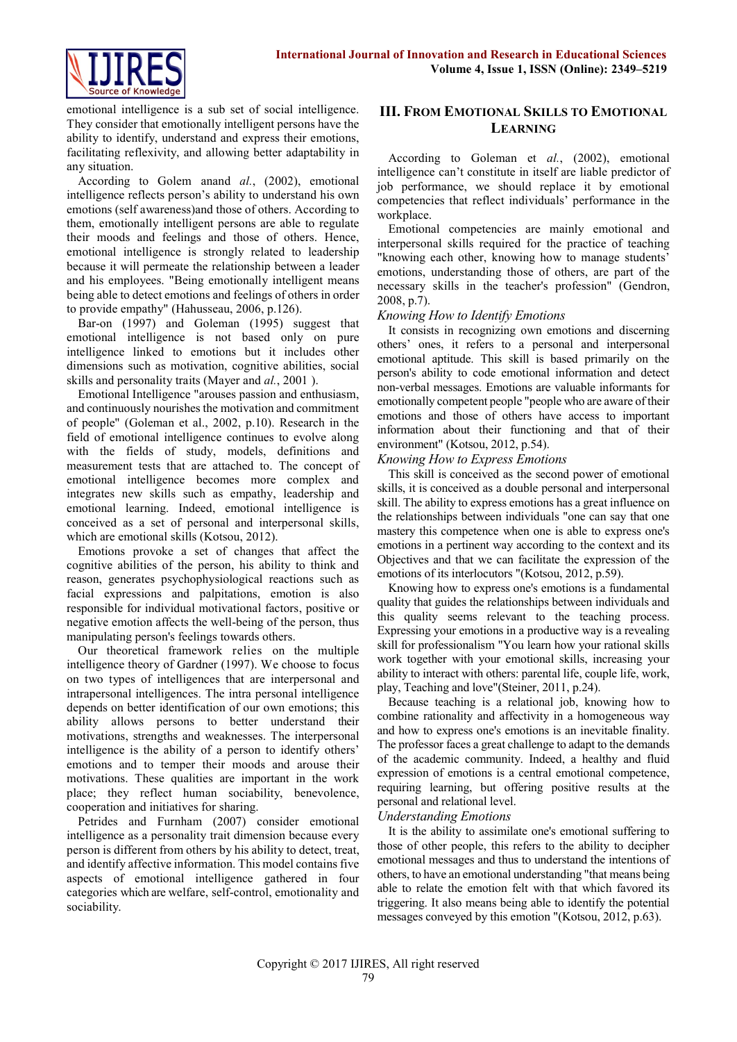emotional intelligence is a sub set of social intelligence. They consider that emotionally intelligent persons have the ability to identify, understand and express their emotions, facilitating reflexivity, and allowing better adaptability in any situation.

According to Golem anand *al.*, (2002), emotional intelligence reflects person's ability to understand his own emotions (self awareness)and those of others. According to them, emotionally intelligent persons are able to regulate their moods and feelings and those of others. Hence, emotional intelligence is strongly related to leadership because it will permeate the relationship between a leader and his employees. "Being emotionally intelligent means being able to detect emotions and feelings of others in order to provide empathy" (Hahusseau, 2006, p.126).

Bar-on (1997) and Goleman (1995) suggest that emotional intelligence is not based only on pure intelligence linked to emotions but it includes other dimensions such as motivation, cognitive abilities, social skills and personality traits (Mayer and *al.*, 2001 ).

Emotional Intelligence "arouses passion and enthusiasm, and continuously nourishes the motivation and commitment of people" (Goleman et al., 2002, p.10). Research in the field of emotional intelligence continues to evolve along with the fields of study, models, definitions and measurement tests that are attached to. The concept of emotional intelligence becomes more complex and integrates new skills such as empathy, leadership and emotional learning. Indeed, emotional intelligence is conceived as a set of personal and interpersonal skills, which are emotional skills (Kotsou, 2012).

Emotions provoke a set of changes that affect the cognitive abilities of the person, his ability to think and reason, generates psychophysiological reactions such as facial expressions and palpitations, emotion is also responsible for individual motivational factors, positive or negative emotion affects the well-being of the person, thus manipulating person's feelings towards others.

Our theoretical framework relies on the multiple intelligence theory of Gardner (1997). We choose to focus on two types of intelligences that are interpersonal and intrapersonal intelligences. The intra personal intelligence depends on better identification of our own emotions; this ability allows persons to better understand their motivations, strengths and weaknesses. The interpersonal intelligence is the ability of a person to identify others' emotions and to temper their moods and arouse their motivations. These qualities are important in the work place; they reflect human sociability, benevolence, cooperation and initiatives for sharing.

Petrides and Furnham (2007) consider emotional intelligence as a personality trait dimension because every person is different from others by his ability to detect, treat, and identify affective information. This model contains five aspects of emotional intelligence gathered in four categories which are welfare, self-control, emotionality and sociability.

## III. From Emotional Skills to Emotional Learning

According to Goleman et *al.*, (2002), emotional intelligence can't constitute in itself are liable predictor of job performance, we should replace it by emotional competencies that reflect individuals' performance in the workplace.

Emotional competencies are mainly emotional and interpersonal skills required for the practice of teaching "knowing each other, knowing how to manage students' emotions, understanding those of others, are part of the necessary skills in the teacher's profession" (Gendron, 2008, p.7).

### *Knowing How to Identify Emotions*

It consists in recognizing own emotions and discerning others' ones, it refers to a personal and interpersonal emotional aptitude. This skill is based primarily on the person's ability to code emotional information and detect non-verbal messages. Emotions are valuable informants for emotionally competent people "people who are aware of their emotions and those of others have access to important information about their functioning and that of their environment" (Kotsou, 2012, p.54).

### *Knowing How to Express Emotions*

This skill is conceived as the second power of emotional skills, it is conceived as a double personal and interpersonal skill. The ability to express emotions has a great influence on the relationships between individuals "one can say that one mastery this competence when one is able to express one's emotions in a pertinent way according to the context and its Objectives and that we can facilitate the expression of the emotions of its interlocutors "(Kotsou, 2012, p.59).

Knowing how to express one's emotions is a fundamental quality that guides the relationships between individuals and this quality seems relevant to the teaching process. Expressing your emotions in a productive way is a revealing skill for professionalism "You learn how your rational skills work together with your emotional skills, increasing your ability to interact with others: parental life, couple life, work, play, Teaching and love"(Steiner, 2011, p.24).

Because teaching is a relational job, knowing how to combine rationality and affectivity in a homogeneous way and how to express one's emotions is an inevitable finality. The professor faces a great challenge to adapt to the demands of the academic community. Indeed, a healthy and fluid expression of emotions is a central emotional competence, requiring learning, but offering positive results at the personal and relational level.

### *Understanding Emotions*

It is the ability to assimilate one's emotional suffering to those of other people, this refers to the ability to decipher emotional messages and thus to understand the intentions of others, to have an emotional understanding "that means being able to relate the emotion felt with that which favored its triggering. It also means being able to identify the potential messages conveyed by this emotion "(Kotsou, 2012, p.63).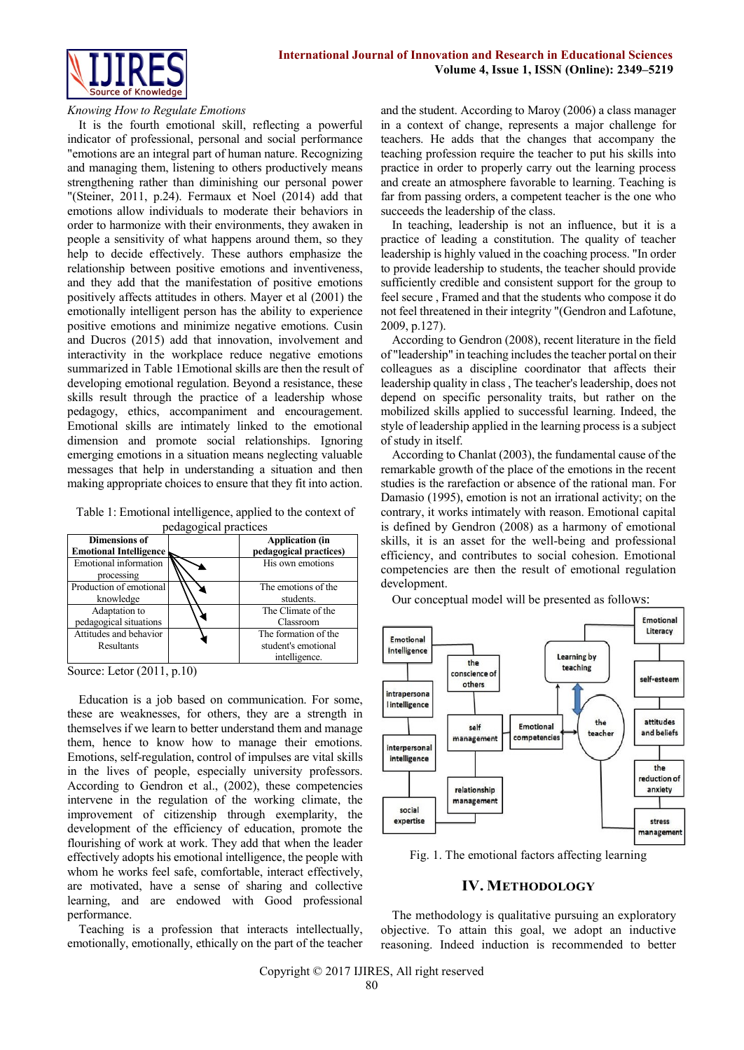*Knowing How to Regulate Emotions*

It is the fourth emotional skill, reflecting a powerful indicator of professional, personal and social performance "emotions are an integral part of human nature. Recognizing and managing them, listening to others productively means strengthening rather than diminishing our personal power "(Steiner, 2011, p.24). Fermaux et Noel (2014) add that emotions allow individuals to moderate their behaviors in order to harmonize with their environments, they awaken in people a sensitivity of what happens around them, so they help to decide effectively. These authors emphasize the relationship between positive emotions and inventiveness, and they add that the manifestation of positive emotions positively affects attitudes in others. Mayer et al (2001) the emotionally intelligent person has the ability to experience positive emotions and minimize negative emotions. Cusin and Ducros (2015) add that innovation, involvement and interactivity in the workplace reduce negative emotions summarized in Table 1Emotional skills are then the result of developing emotional regulation. Beyond a resistance, these skills result through the practice of a leadership whose pedagogy, ethics, accompaniment and encouragement. Emotional skills are intimately linked to the emotional dimension and promote social relationships. Ignoring emerging emotions in a situation means neglecting valuable messages that help in understanding a situation and then making appropriate choices to ensure that they fit into action.

Table 1: Emotional intelligence, applied to the context of pedagogical practices

| Dimensions of Emotional Intelligence | | Application (in pedagogical practices) |
|---|---|---|
| Emotional information processing | | His own emotions |
| Production of emotional knowledge | | The emotions of the students. |
| Adaptation to pedagogical situations | | The Climate of the Classroom |
| Attitudes and behavior Resultants | | The formation of the student's emotional intelligence. |

Source: Letor (2011, p.10)

Education is a job based on communication. For some, these are weaknesses, for others, they are a strength in themselves if we learn to better understand them and manage them, hence to know how to manage their emotions. Emotions, self-regulation, control of impulses are vital skills in the lives of people, especially university professors. According to Gendron et al., (2002), these competencies intervene in the regulation of the working climate, the improvement of citizenship through exemplarity, the development of the efficiency of education, promote the flourishing of work at work. They add that when the leader effectively adopts his emotional intelligence, the people with whom he works feel safe, comfortable, interact effectively, are motivated, have a sense of sharing and collective learning, and are endowed with Good professional performance.

Teaching is a profession that interacts intellectually, emotionally, emotionally, ethically on the part of the teacher and the student. According to Maroy (2006) a class manager in a context of change, represents a major challenge for teachers. He adds that the changes that accompany the teaching profession require the teacher to put his skills into practice in order to properly carry out the learning process and create an atmosphere favorable to learning. Teaching is far from passing orders, a competent teacher is the one who succeeds the leadership of the class.

In teaching, leadership is not an influence, but it is a practice of leading a constitution. The quality of teacher leadership is highly valued in the coaching process. "In order to provide leadership to students, the teacher should provide sufficiently credible and consistent support for the group to feel secure , Framed and that the students who compose it do not feel threatened in their integrity "(Gendron and Lafotune, 2009, p.127).

According to Gendron (2008), recent literature in the field of "leadership" in teaching includes the teacher portal on their colleagues as a discipline coordinator that affects their leadership quality in class , The teacher's leadership, does not depend on specific personality traits, but rather on the mobilized skills applied to successful learning. Indeed, the style of leadership applied in the learning process is a subject of study in itself.

According to Chanlat (2003), the fundamental cause of the remarkable growth of the place of the emotions in the recent studies is the rarefaction or absence of the rational man. For Damasio (1995), emotion is not an irrational activity; on the contrary, it works intimately with reason. Emotional capital is defined by Gendron (2008) as a harmony of emotional skills, it is an asset for the well-being and professional efficiency, and contributes to social cohesion. Emotional competencies are then the result of emotional regulation development.

Our conceptual model will be presented as follows:

Fig. 1. The emotional factors affecting learning

## IV. Methodology

The methodology is qualitative pursuing an exploratory objective. To attain this goal, we adopt an inductive reasoning. Indeed induction is recommended to better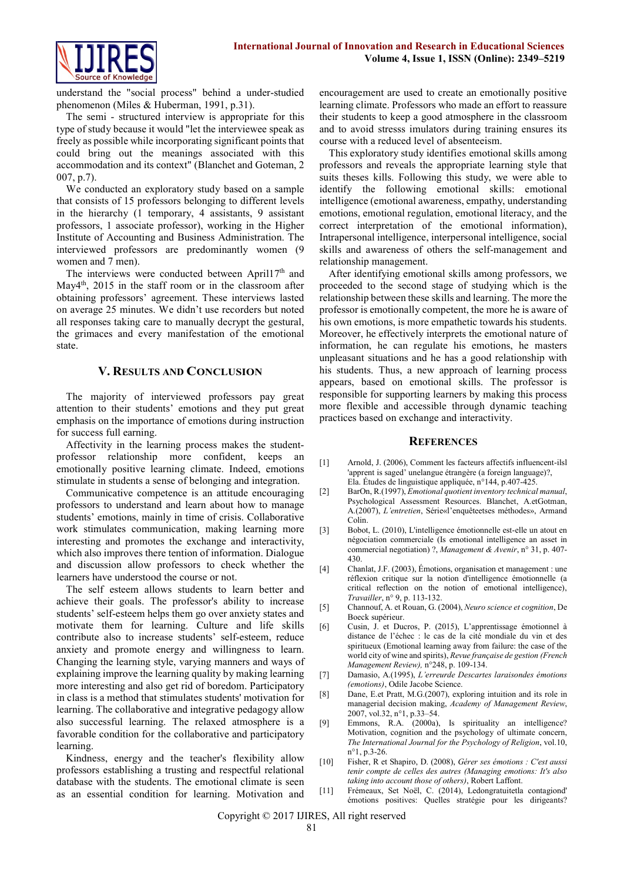understand the "social process" behind a under-studied phenomenon (Miles & Huberman, 1991, p.31).

The semi - structured interview is appropriate for this type of study because it would "let the interviewee speak as freely as possible while incorporating significant points that could bring out the meanings associated with this accommodation and its context" (Blanchet and Goteman, 2 007, p.7).

We conducted an exploratory study based on a sample that consists of 15 professors belonging to different levels in the hierarchy (1 temporary, 4 assistants, 9 assistant professors, 1 associate professor), working in the Higher Institute of Accounting and Business Administration. The interviewed professors are predominantly women (9 women and 7 men).

The interviews were conducted between April17th and May4th, 2015 in the staff room or in the classroom after obtaining professors' agreement. These interviews lasted on average 25 minutes. We didn't use recorders but noted all responses taking care to manually decrypt the gestural, the grimaces and every manifestation of the emotional state.

## V. Results and Conclusion

The majority of interviewed professors pay great attention to their students' emotions and they put great emphasis on the importance of emotions during instruction for success full earning.

Affectivity in the learning process makes the student-professor relationship more confident, keeps an emotionally positive learning climate. Indeed, emotions stimulate in students a sense of belonging and integration.

Communicative competence is an attitude encouraging professors to understand and learn about how to manage students' emotions, mainly in time of crisis. Collaborative work stimulates communication, making learning more interesting and promotes the exchange and interactivity, which also improves there tention of information. Dialogue and discussion allow professors to check whether the learners have understood the course or not.

The self esteem allows students to learn better and achieve their goals. The professor's ability to increase students' self-esteem helps them go over anxiety states and motivate them for learning. Culture and life skills contribute also to increase students' self-esteem, reduce anxiety and promote energy and willingness to learn. Changing the learning style, varying manners and ways of explaining improve the learning quality by making learning more interesting and also get rid of boredom. Participatory in class is a method that stimulates students' motivation for learning. The collaborative and integrative pedagogy allow also successful learning. The relaxed atmosphere is a favorable condition for the collaborative and participatory learning.

Kindness, energy and the teacher's flexibility allow professors establishing a trusting and respectful relational database with the students. The emotional climate is seen as an essential condition for learning. Motivation and encouragement are used to create an emotionally positive learning climate. Professors who made an effort to reassure their students to keep a good atmosphere in the classroom and to avoid stresss imulators during training ensures its course with a reduced level of absenteeism.

This exploratory study identifies emotional skills among professors and reveals the appropriate learning style that suits theses kills. Following this study, we were able to identify the following emotional skills: emotional intelligence (emotional awareness, empathy, understanding emotions, emotional regulation, emotional literacy, and the correct interpretation of the emotional information), Intrapersonal intelligence, interpersonal intelligence, social skills and awareness of others the self-management and relationship management.

After identifying emotional skills among professors, we proceeded to the second stage of studying which is the relationship between these skills and learning. The more the professor is emotionally competent, the more he is aware of his own emotions, is more empathetic towards his students. Moreover, he effectively interprets the emotional nature of information, he can regulate his emotions, he masters unpleasant situations and he has a good relationship with his students. Thus, a new approach of learning process appears, based on emotional skills. The professor is responsible for supporting learners by making this process more flexible and accessible through dynamic teaching practices based on exchange and interactivity.

## References

[1] Arnold, J. (2006), Comment les facteurs affectifs influencent-ilsl 'apprent is saged' unelangue étrangère (a foreign language)?, Ela. Études de linguistique appliquée, n°144, p.407-425.

[2] BarOn, R.(1997), *Emotional quotient inventory technical manual*, Psychological Assessment Resources. Blanchet, A.etGotman, A.(2007), *L'entretien*, Série«l'enquêteetses méthodes», Armand Colin.

[3] Bobot, L. (2010), L'intelligence émotionnelle est-elle un atout en négociation commerciale (Is emotional intelligence an asset in commercial negotiation) ?, *Management & Avenir*, n° 31, p. 407-430.

[4] Chanlat, J.F. (2003), Émotions, organisation et management : une réflexion critique sur la notion d'intelligence émotionnelle (a critical reflection on the notion of emotional intelligence), *Travailler*, n° 9, p. 113-132.

[5] Channouf, A. et Rouan, G. (2004), *Neuro science et cognition*, De Boeck supérieur.

[6] Cusin, J. et Ducros, P. (2015), L'apprentissage émotionnel à distance de l'échec : le cas de la cité mondiale du vin et des spiritueux (Emotional learning away from failure: the case of the world city of wine and spirits), *Revue française de gestion (French Management Review),* n°248, p. 109-134.

[7] Damasio, A.(1995), *L'erreurde Descartes laraisondes émotions (emotions)*, Odile Jacobe Science.

[8] Dane, E.et Pratt, M.G.(2007), exploring intuition and its role in managerial decision making, *Academy of Management Review*, 2007, vol.32, n°1, p.33–54.

[9] Emmons, R.A. (2000a), Is spirituality an intelligence? Motivation, cognition and the psychology of ultimate concern, *The International Journal for the Psychology of Religion*, vol.10, n°1, p.3-26.

[10] Fisher, R et Shapiro, D. (2008), *Gérer ses émotions : C'est aussi tenir compte de celles des autres (Managing emotions: It's also taking into account those of others)*, Robert Laffont.

[11] Frémeaux, Set Noël, C. (2014), Ledongratuitetla contagiond' émotions positives: Quelles stratégie pour les dirigeants?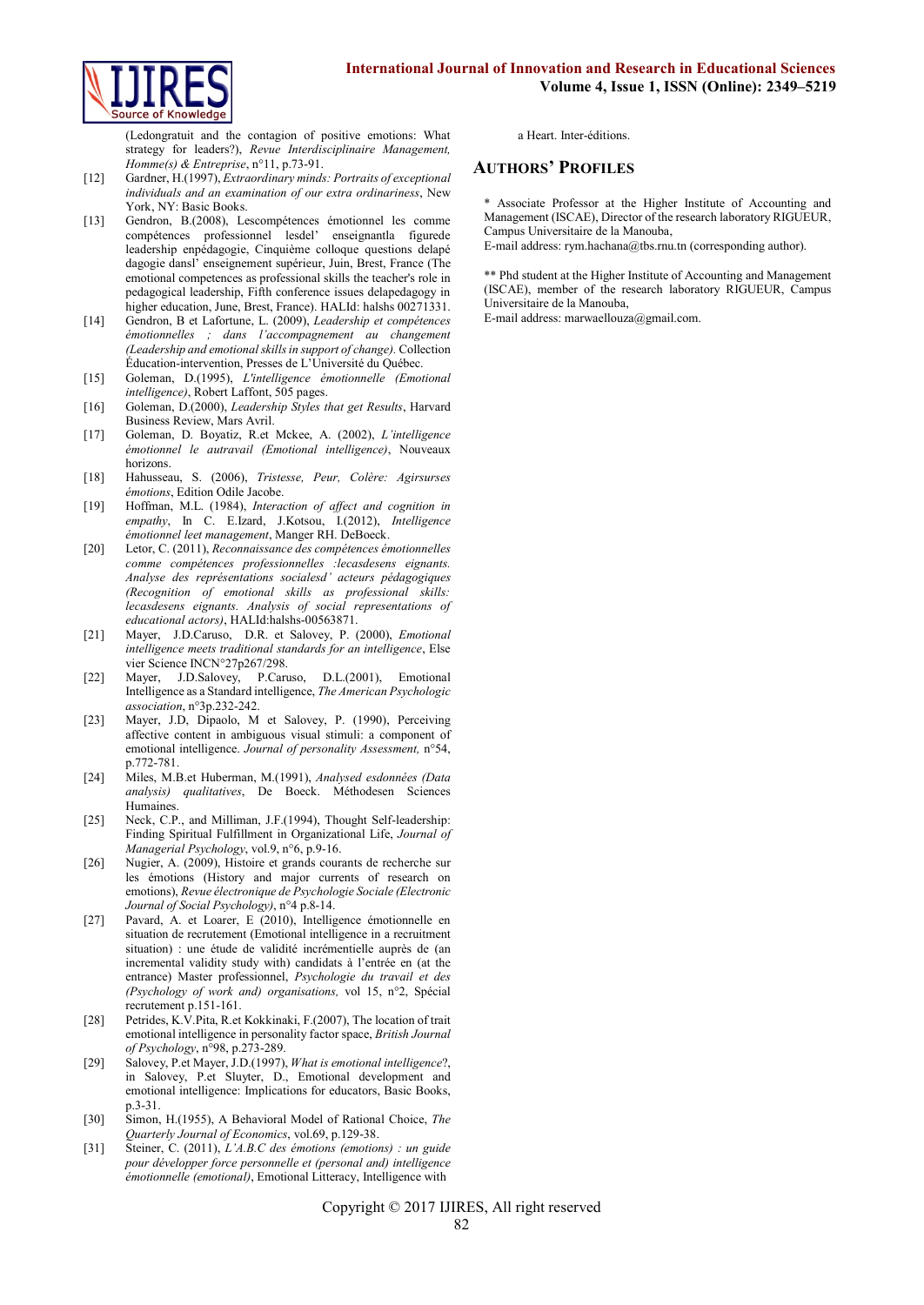(Ledongratuit and the contagion of positive emotions: What strategy for leaders?), *Revue Interdisciplinaire Management, Homme(s) & Entreprise*, n°11, p.73-91.

[12] Gardner, H.(1997), *Extraordinary minds: Portraits of exceptional individuals and an examination of our extra ordinariness*, New York, NY: Basic Books.

[13] Gendron, B.(2008), Lescompétences émotionnel les comme compétences professionnel lesdel' enseignantla figurede leadership enpédagogie, Cinquième colloque questions delapé dagogie dansl' enseignement supérieur, Juin, Brest, France (The emotional competences as professional skills the teacher's role in pedagogical leadership, Fifth conference issues delapedagogy in higher education, June, Brest, France). HALId: halshs 00271331.

[14] Gendron, B et Lafortune, L. (2009), *Leadership et compétences émotionnelles ; dans l'accompagnement au changement (Leadership and emotional skills in support of change).* Collection Éducation-intervention, Presses de L'Université du Québec.

[15] Goleman, D.(1995), *L'intelligence émotionnelle (Emotional intelligence)*, Robert Laffont, 505 pages.

[16] Goleman, D.(2000), *Leadership Styles that get Results*, Harvard Business Review, Mars Avril.

[17] Goleman, D. Boyatiz, R.et Mckee, A. (2002), *L'intelligence émotionnel le autravail (Emotional intelligence)*, Nouveaux horizons.

[18] Hahusseau, S. (2006), *Tristesse, Peur, Colère: Agirsurses émotions*, Edition Odile Jacobe.

[19] Hoffman, M.L. (1984), *Interaction of affect and cognition in empathy*, In C. E.Izard, J.Kotsou, I.(2012), *Intelligence émotionnel leet management*, Manger RH. DeBoeck.

[20] Letor, C. (2011), *Reconnaissance des compétences émotionnelles comme compétences professionnelles :lecasdesens eignants. Analyse des représentations socialesd' acteurs pédagogiques (Recognition of emotional skills as professional skills: lecasdesens eignants. Analysis of social representations of educational actors)*, HALId:halshs-00563871.

[21] Mayer, J.D.Caruso, D.R. et Salovey, P. (2000), *Emotional intelligence meets traditional standards for an intelligence*, Else vier Science INCN°27p267/298.

[22] Mayer, J.D.Salovey, P.Caruso, D.L.(2001), Emotional Intelligence as a Standard intelligence, *The American Psychologic association*, n°3p.232-242.

[23] Mayer, J.D, Dipaolo, M et Salovey, P. (1990), Perceiving affective content in ambiguous visual stimuli: a component of emotional intelligence. *Journal of personality Assessment,* n°54, p.772-781.

[24] Miles, M.B.et Huberman, M.(1991), *Analysed esdonnées (Data analysis) qualitatives*, De Boeck. Méthodesen Sciences Humaines.

[25] Neck, C.P., and Milliman, J.F.(1994), Thought Self-leadership: Finding Spiritual Fulfillment in Organizational Life, *Journal of Managerial Psychology*, vol.9, n°6, p.9-16.

[26] Nugier, A. (2009), Histoire et grands courants de recherche sur les émotions (History and major currents of research on emotions), *Revue électronique de Psychologie Sociale (Electronic Journal of Social Psychology)*, n°4 p.8-14.

[27] Pavard, A. et Loarer, E (2010), Intelligence émotionnelle en situation de recrutement (Emotional intelligence in a recruitment situation) : une étude de validité incrémentielle auprès de (an incremental validity study with) candidats à l'entrée en (at the entrance) Master professionnel, *Psychologie du travail et des (Psychology of work and) organisations,* vol 15, n°2, Spécial recrutement p.151-161.

[28] Petrides, K.V.Pita, R.et Kokkinaki, F.(2007), The location of trait emotional intelligence in personality factor space, *British Journal of Psychology*, n°98, p.273-289.

[29] Salovey, P.et Mayer, J.D.(1997), *What is emotional intelligence*?, in Salovey, P.et Sluyter, D., Emotional development and emotional intelligence: Implications for educators, Basic Books, p.3-31.

[30] Simon, H.(1955), A Behavioral Model of Rational Choice, *The Quarterly Journal of Economics*, vol.69, p.129-38.

[31] Steiner, C. (2011), *L'A.B.C des émotions (emotions) : un guide pour développer force personnelle et (personal and) intelligence émotionnelle (emotional)*, Emotional Litteracy, Intelligence with a Heart. Inter-éditions.

## Authors' Profiles

\* Associate Professor at the Higher Institute of Accounting and Management (ISCAE), Director of the research laboratory RIGUEUR, Campus Universitaire de la Manouba,
E-mail address: rym.hachana@tbs.rnu.tn (corresponding author).

\*\* Phd student at the Higher Institute of Accounting and Management (ISCAE), member of the research laboratory RIGUEUR, Campus Universitaire de la Manouba,
E-mail address: marwaellouza@gmail.com.